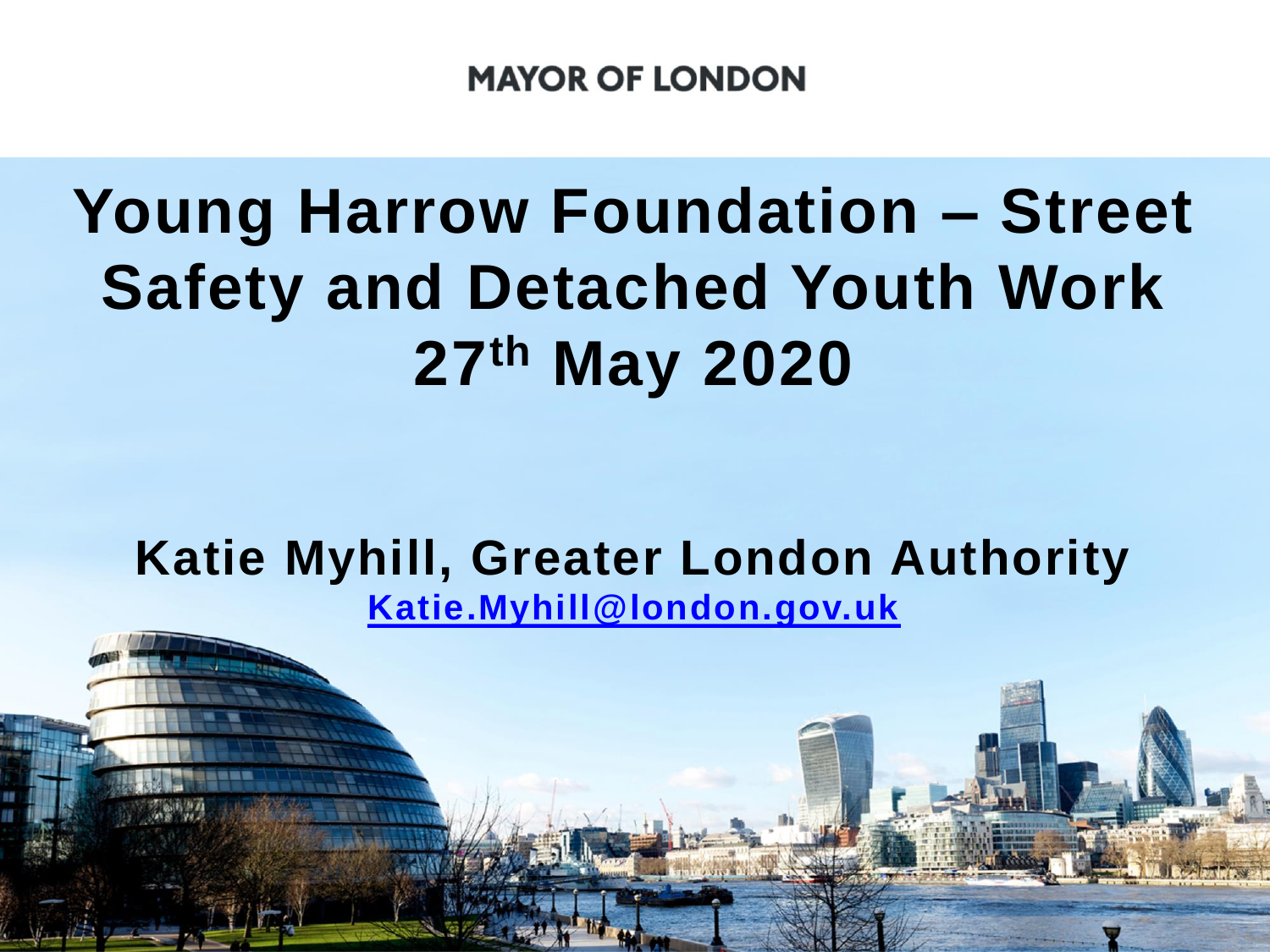MAYOR OF LONDON

# Young Harrow Foundation – Street Safety and Detached Youth Work 27th May 2020

**Katie Myhill, Greater London Authority**

Katie.Myhill@london.gov.uk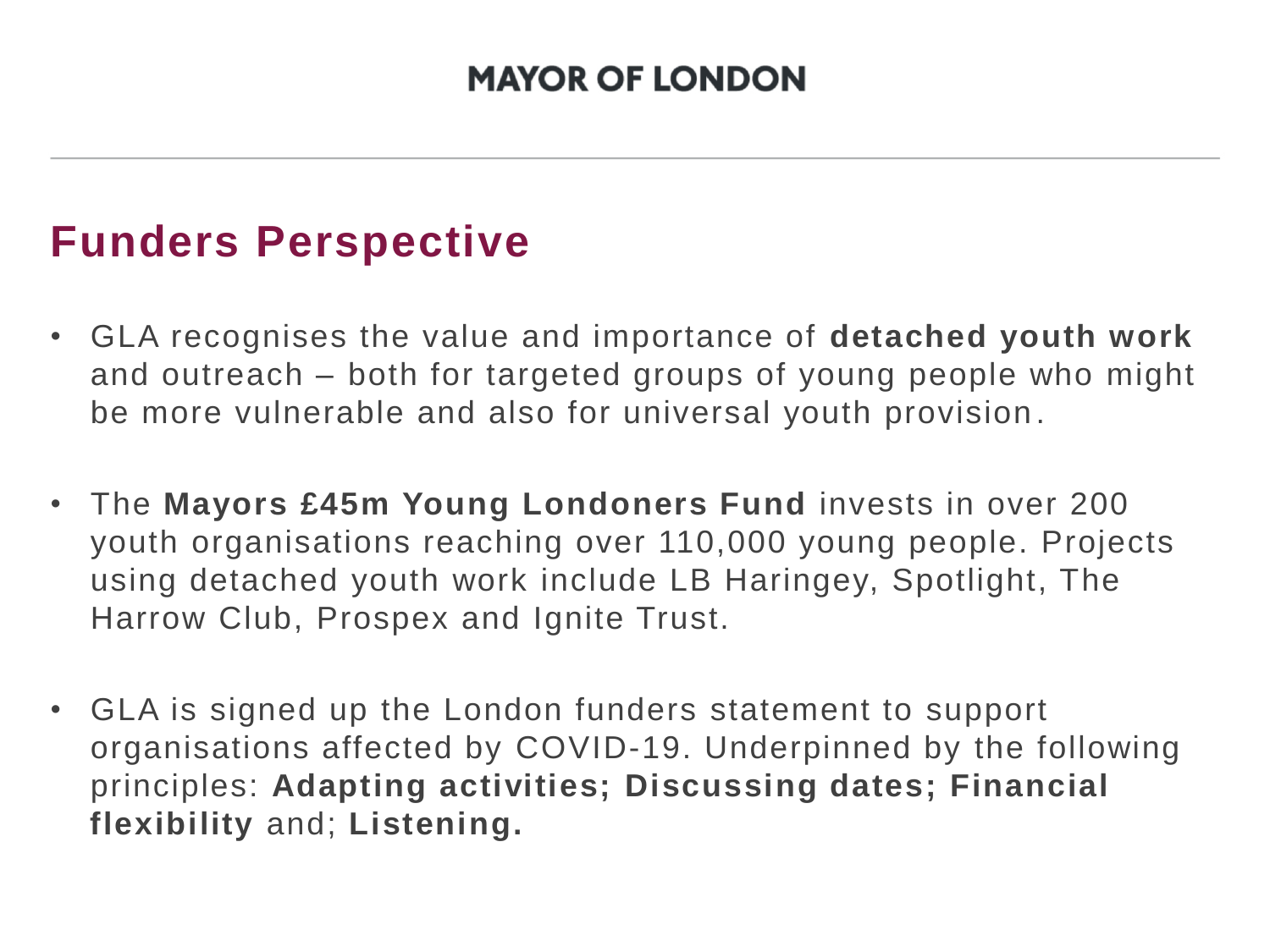MAYOR OF LONDON

## Funders Perspective

- GLA recognises the value and importance of **detached youth work** and outreach – both for targeted groups of young people who might be more vulnerable and also for universal youth provision.

- The **Mayors £45m Young Londoners Fund** invests in over 200 youth organisations reaching over 110,000 young people. Projects using detached youth work include LB Haringey, Spotlight, The Harrow Club, Prospex and Ignite Trust.

- GLA is signed up the London funders statement to support organisations affected by COVID-19. Underpinned by the following principles: **Adapting activities; Discussing dates; Financial flexibility** and; **Listening.**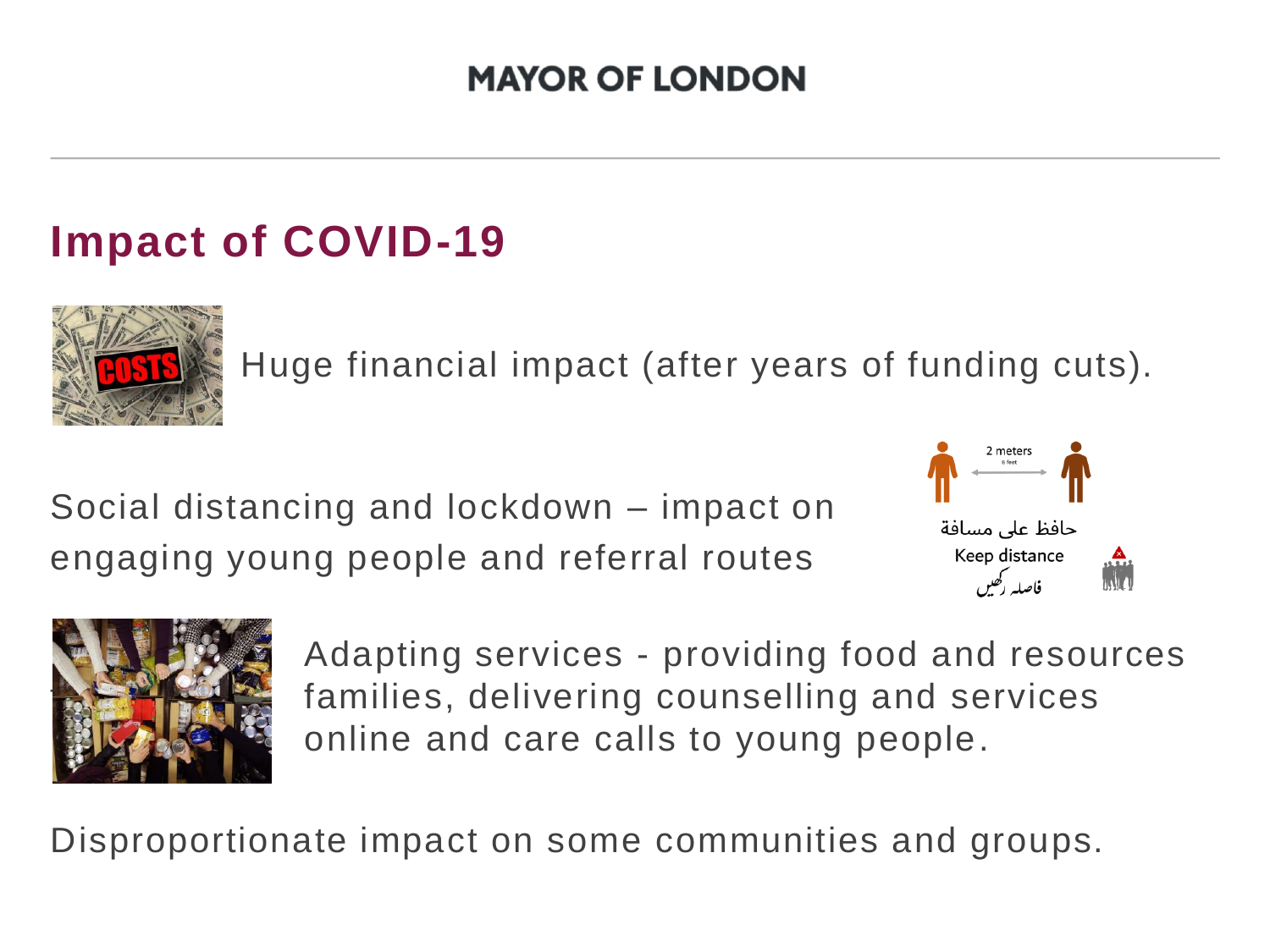MAYOR OF LONDON

# Impact of COVID-19

Huge financial impact (after years of funding cuts).

Social distancing and lockdown – impact on engaging young people and referral routes

Adapting services - providing food and resources families, delivering counselling and services online and care calls to young people.

Disproportionate impact on some communities and groups.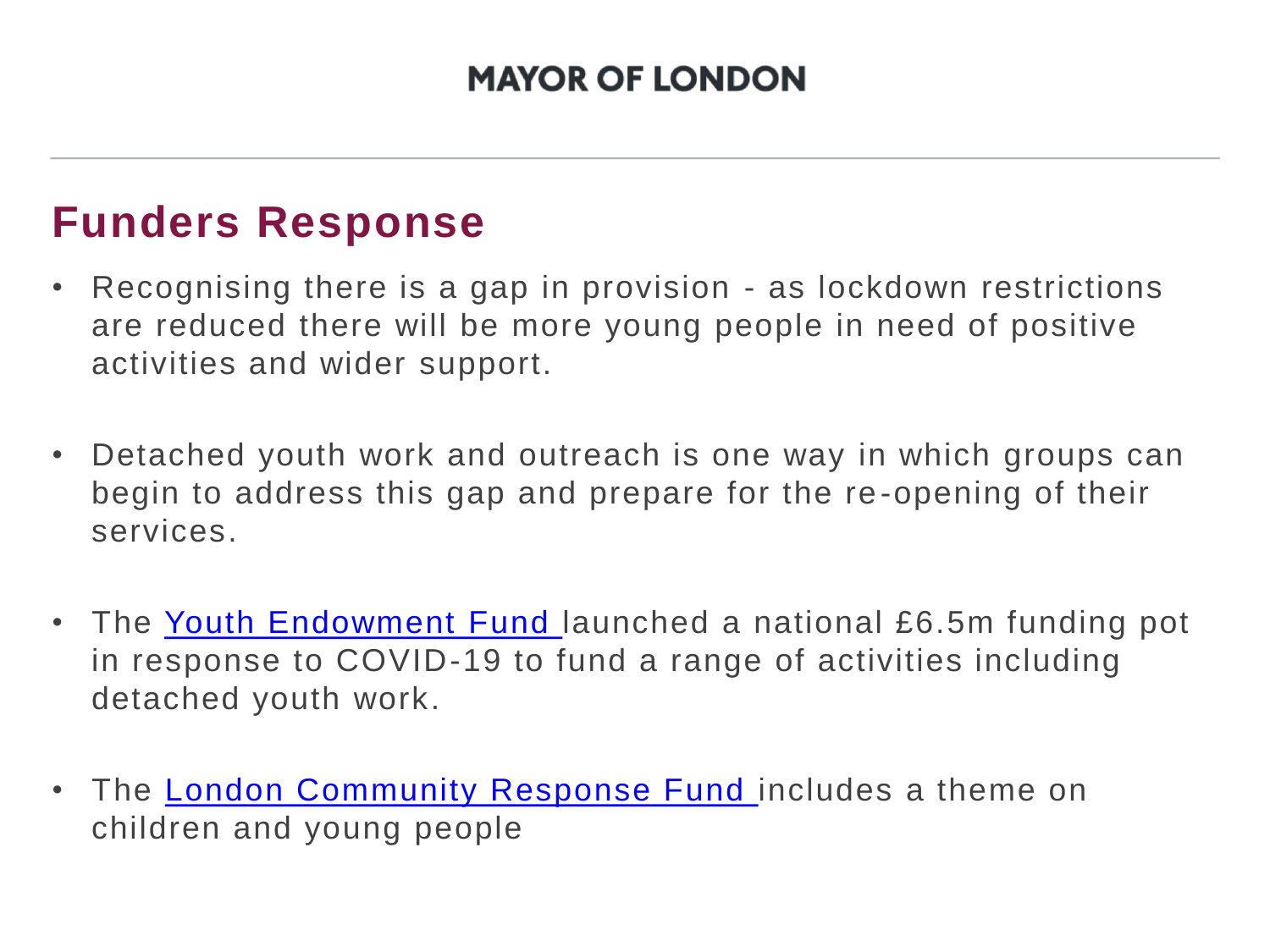## Funders Response

- Recognising there is a gap in provision - as lockdown restrictions are reduced there will be more young people in need of positive activities and wider support.

- Detached youth work and outreach is one way in which groups can begin to address this gap and prepare for the re-opening of their services.

- The Youth Endowment Fund launched a national £6.5m funding pot in response to COVID-19 to fund a range of activities including detached youth work.

- The London Community Response Fund includes a theme on children and young people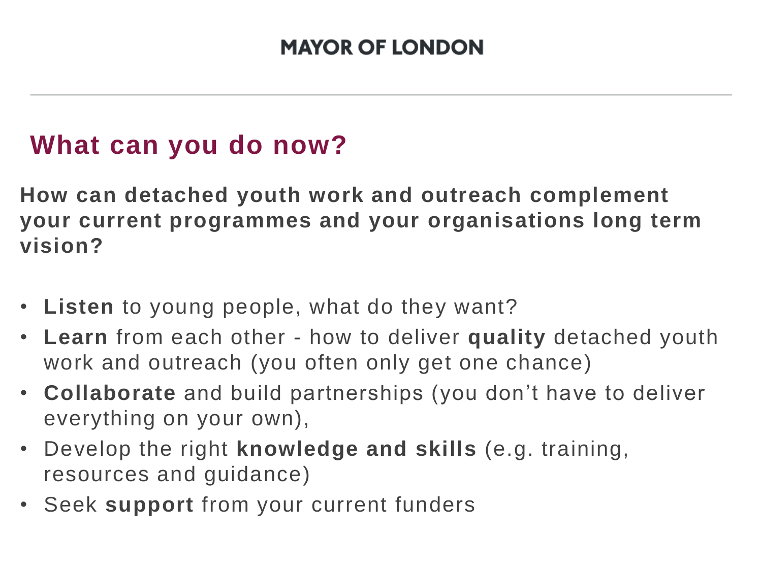MAYOR OF LONDON

## What can you do now?

**How can detached youth work and outreach complement your current programmes and your organisations long term vision?**

- **Listen** to young people, what do they want?
- **Learn** from each other - how to deliver **quality** detached youth work and outreach (you often only get one chance)
- **Collaborate** and build partnerships (you don't have to deliver everything on your own),
- Develop the right **knowledge and skills** (e.g. training, resources and guidance)
- Seek **support** from your current funders